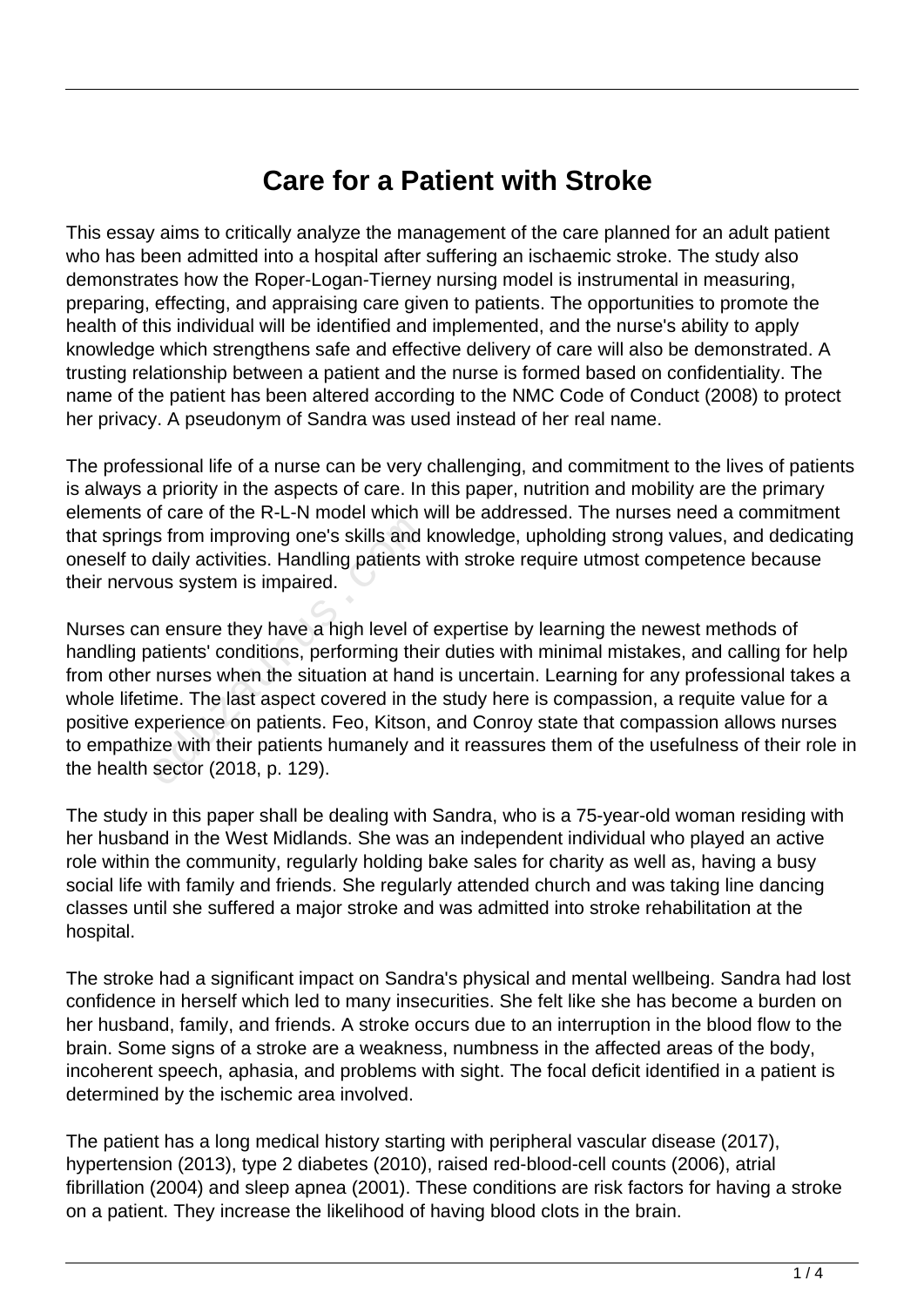# Care for a Patient with Stroke

This essay aims to critically analyze the management of the care planned for an adult patient who has been admitted into a hospital after suffering an ischaemic stroke. The study also demonstrates how the Roper-Logan-Tierney nursing model is instrumental in measuring, preparing, effecting, and appraising care given to patients. The opportunities to promote the health of this individual will be identified and implemented, and the nurse's ability to apply knowledge which strengthens safe and effective delivery of care will also be demonstrated. A trusting relationship between a patient and the nurse is formed based on confidentiality. The name of the patient has been altered according to the NMC Code of Conduct (2008) to protect her privacy. A pseudonym of Sandra was used instead of her real name.

The professional life of a nurse can be very challenging, and commitment to the lives of patients is always a priority in the aspects of care. In this paper, nutrition and mobility are the primary elements of care of the R-L-N model which will be addressed. The nurses need a commitment that springs from improving one's skills and knowledge, upholding strong values, and dedicating oneself to daily activities. Handling patients with stroke require utmost competence because their nervous system is impaired.

Nurses can ensure they have a high level of expertise by learning the newest methods of handling patients' conditions, performing their duties with minimal mistakes, and calling for help from other nurses when the situation at hand is uncertain. Learning for any professional takes a whole lifetime. The last aspect covered in the study here is compassion, a requite value for a positive experience on patients. Feo, Kitson, and Conroy state that compassion allows nurses to empathize with their patients humanely and it reassures them of the usefulness of their role in the health sector (2018, p. 129).

The study in this paper shall be dealing with Sandra, who is a 75-year-old woman residing with her husband in the West Midlands. She was an independent individual who played an active role within the community, regularly holding bake sales for charity as well as, having a busy social life with family and friends. She regularly attended church and was taking line dancing classes until she suffered a major stroke and was admitted into stroke rehabilitation at the hospital.

The stroke had a significant impact on Sandra's physical and mental wellbeing. Sandra had lost confidence in herself which led to many insecurities. She felt like she has become a burden on her husband, family, and friends. A stroke occurs due to an interruption in the blood flow to the brain. Some signs of a stroke are a weakness, numbness in the affected areas of the body, incoherent speech, aphasia, and problems with sight. The focal deficit identified in a patient is determined by the ischemic area involved.

The patient has a long medical history starting with peripheral vascular disease (2017), hypertension (2013), type 2 diabetes (2010), raised red-blood-cell counts (2006), atrial fibrillation (2004) and sleep apnea (2001). These conditions are risk factors for having a stroke on a patient. They increase the likelihood of having blood clots in the brain.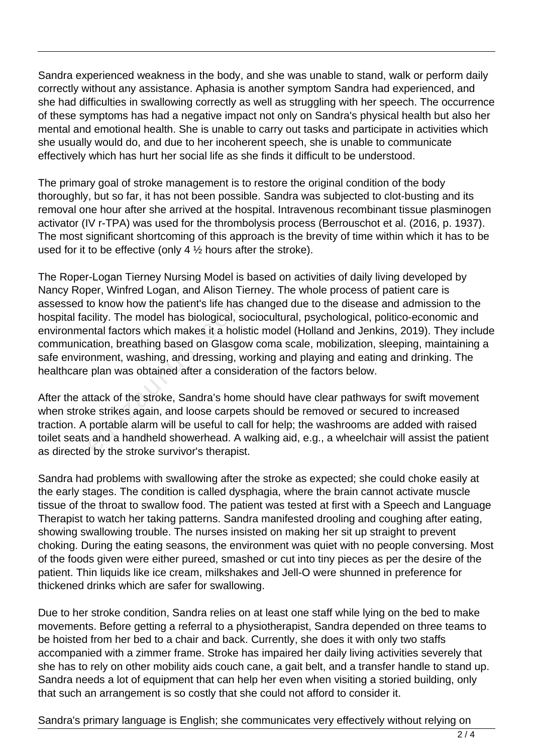Sandra experienced weakness in the body, and she was unable to stand, walk or perform daily correctly without any assistance. Aphasia is another symptom Sandra had experienced, and she had difficulties in swallowing correctly as well as struggling with her speech. The occurrence of these symptoms has had a negative impact not only on Sandra's physical health but also her mental and emotional health. She is unable to carry out tasks and participate in activities which she usually would do, and due to her incoherent speech, she is unable to communicate effectively which has hurt her social life as she finds it difficult to be understood.

The primary goal of stroke management is to restore the original condition of the body thoroughly, but so far, it has not been possible. Sandra was subjected to clot-busting and its removal one hour after she arrived at the hospital. Intravenous recombinant tissue plasminogen activator (IV r-TPA) was used for the thrombolysis process (Berrouschot et al. (2016, p. 1937). The most significant shortcoming of this approach is the brevity of time within which it has to be used for it to be effective (only 4 ½ hours after the stroke).

The Roper-Logan Tierney Nursing Model is based on activities of daily living developed by Nancy Roper, Winfred Logan, and Alison Tierney. The whole process of patient care is assessed to know how the patient's life has changed due to the disease and admission to the hospital facility. The model has biological, sociocultural, psychological, politico-economic and environmental factors which makes it a holistic model (Holland and Jenkins, 2019). They include communication, breathing based on Glasgow coma scale, mobilization, sleeping, maintaining a safe environment, washing, and dressing, working and playing and eating and drinking. The healthcare plan was obtained after a consideration of the factors below.

After the attack of the stroke, Sandra's home should have clear pathways for swift movement when stroke strikes again, and loose carpets should be removed or secured to increased traction. A portable alarm will be useful to call for help; the washrooms are added with raised toilet seats and a handheld showerhead. A walking aid, e.g., a wheelchair will assist the patient as directed by the stroke survivor's therapist.

Sandra had problems with swallowing after the stroke as expected; she could choke easily at the early stages. The condition is called dysphagia, where the brain cannot activate muscle tissue of the throat to swallow food. The patient was tested at first with a Speech and Language Therapist to watch her taking patterns. Sandra manifested drooling and coughing after eating, showing swallowing trouble. The nurses insisted on making her sit up straight to prevent choking. During the eating seasons, the environment was quiet with no people conversing. Most of the foods given were either pureed, smashed or cut into tiny pieces as per the desire of the patient. Thin liquids like ice cream, milkshakes and Jell-O were shunned in preference for thickened drinks which are safer for swallowing.

Due to her stroke condition, Sandra relies on at least one staff while lying on the bed to make movements. Before getting a referral to a physiotherapist, Sandra depended on three teams to be hoisted from her bed to a chair and back. Currently, she does it with only two staffs accompanied with a zimmer frame. Stroke has impaired her daily living activities severely that she has to rely on other mobility aids couch cane, a gait belt, and a transfer handle to stand up. Sandra needs a lot of equipment that can help her even when visiting a storied building, only that such an arrangement is so costly that she could not afford to consider it.

Sandra's primary language is English; she communicates very effectively without relying on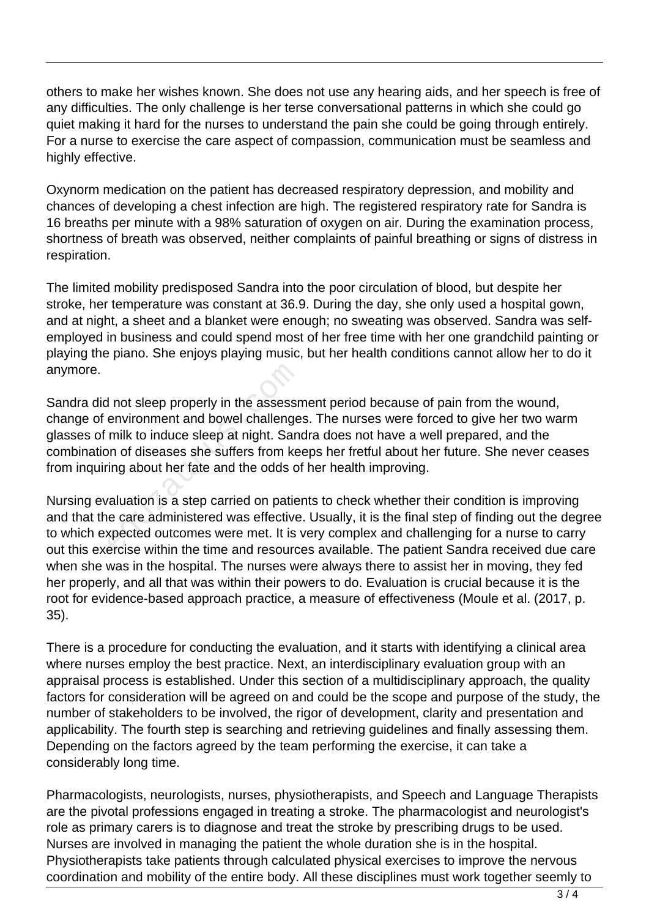others to make her wishes known. She does not use any hearing aids, and her speech is free of any difficulties. The only challenge is her terse conversational patterns in which she could go quiet making it hard for the nurses to understand the pain she could be going through entirely. For a nurse to exercise the care aspect of compassion, communication must be seamless and highly effective.

Oxynorm medication on the patient has decreased respiratory depression, and mobility and chances of developing a chest infection are high. The registered respiratory rate for Sandra is 16 breaths per minute with a 98% saturation of oxygen on air. During the examination process, shortness of breath was observed, neither complaints of painful breathing or signs of distress in respiration.

The limited mobility predisposed Sandra into the poor circulation of blood, but despite her stroke, her temperature was constant at 36.9. During the day, she only used a hospital gown, and at night, a sheet and a blanket were enough; no sweating was observed. Sandra was self-employed in business and could spend most of her free time with her one grandchild painting or playing the piano. She enjoys playing music, but her health conditions cannot allow her to do it anymore.

Sandra did not sleep properly in the assessment period because of pain from the wound, change of environment and bowel challenges. The nurses were forced to give her two warm glasses of milk to induce sleep at night. Sandra does not have a well prepared, and the combination of diseases she suffers from keeps her fretful about her future. She never ceases from inquiring about her fate and the odds of her health improving.

Nursing evaluation is a step carried on patients to check whether their condition is improving and that the care administered was effective. Usually, it is the final step of finding out the degree to which expected outcomes were met. It is very complex and challenging for a nurse to carry out this exercise within the time and resources available. The patient Sandra received due care when she was in the hospital. The nurses were always there to assist her in moving, they fed her properly, and all that was within their powers to do. Evaluation is crucial because it is the root for evidence-based approach practice, a measure of effectiveness (Moule et al. (2017, p. 35).

There is a procedure for conducting the evaluation, and it starts with identifying a clinical area where nurses employ the best practice. Next, an interdisciplinary evaluation group with an appraisal process is established. Under this section of a multidisciplinary approach, the quality factors for consideration will be agreed on and could be the scope and purpose of the study, the number of stakeholders to be involved, the rigor of development, clarity and presentation and applicability. The fourth step is searching and retrieving guidelines and finally assessing them. Depending on the factors agreed by the team performing the exercise, it can take a considerably long time.

Pharmacologists, neurologists, nurses, physiotherapists, and Speech and Language Therapists are the pivotal professions engaged in treating a stroke. The pharmacologist and neurologist's role as primary carers is to diagnose and treat the stroke by prescribing drugs to be used. Nurses are involved in managing the patient the whole duration she is in the hospital. Physiotherapists take patients through calculated physical exercises to improve the nervous coordination and mobility of the entire body. All these disciplines must work together seemly to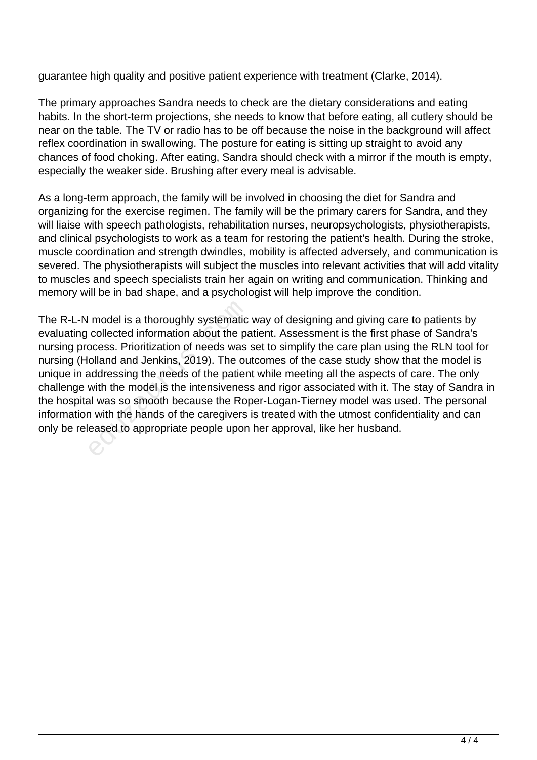guarantee high quality and positive patient experience with treatment (Clarke, 2014).

The primary approaches Sandra needs to check are the dietary considerations and eating habits. In the short-term projections, she needs to know that before eating, all cutlery should be near on the table. The TV or radio has to be off because the noise in the background will affect reflex coordination in swallowing. The posture for eating is sitting up straight to avoid any chances of food choking. After eating, Sandra should check with a mirror if the mouth is empty, especially the weaker side. Brushing after every meal is advisable.

As a long-term approach, the family will be involved in choosing the diet for Sandra and organizing for the exercise regimen. The family will be the primary carers for Sandra, and they will liaise with speech pathologists, rehabilitation nurses, neuropsychologists, physiotherapists, and clinical psychologists to work as a team for restoring the patient's health. During the stroke, muscle coordination and strength dwindles, mobility is affected adversely, and communication is severed. The physiotherapists will subject the muscles into relevant activities that will add vitality to muscles and speech specialists train her again on writing and communication. Thinking and memory will be in bad shape, and a psychologist will help improve the condition.

The R-L-N model is a thoroughly systematic way of designing and giving care to patients by evaluating collected information about the patient. Assessment is the first phase of Sandra's nursing process. Prioritization of needs was set to simplify the care plan using the RLN tool for nursing (Holland and Jenkins, 2019). The outcomes of the case study show that the model is unique in addressing the needs of the patient while meeting all the aspects of care. The only challenge with the model is the intensiveness and rigor associated with it. The stay of Sandra in the hospital was so smooth because the Roper-Logan-Tierney model was used. The personal information with the hands of the caregivers is treated with the utmost confidentiality and can only be released to appropriate people upon her approval, like her husband.